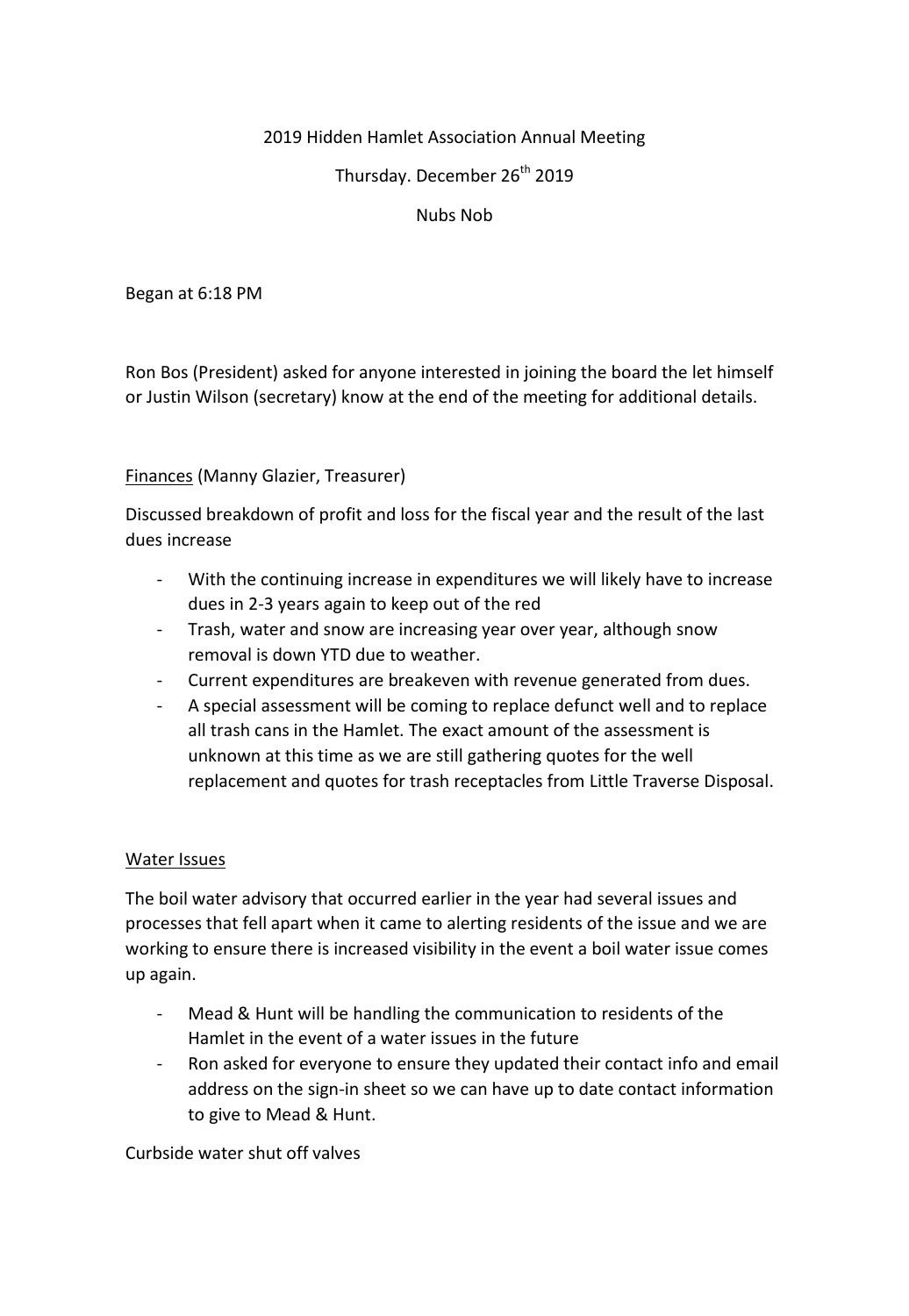2019 Hidden Hamlet Association Annual Meeting

Thursday. December 26th 2019

Nubs Nob

Began at 6:18 PM

Ron Bos (President) asked for anyone interested in joining the board the let himself or Justin Wilson (secretary) know at the end of the meeting for additional details.

<u>Finances</u> (Manny Glazier, Treasurer)

Discussed breakdown of profit and loss for the fiscal year and the result of the last dues increase

- With the continuing increase in expenditures we will likely have to increase dues in 2-3 years again to keep out of the red
- Trash, water and snow are increasing year over year, although snow removal is down YTD due to weather.
- Current expenditures are breakeven with revenue generated from dues.
- A special assessment will be coming to replace defunct well and to replace all trash cans in the Hamlet. The exact amount of the assessment is unknown at this time as we are still gathering quotes for the well replacement and quotes for trash receptacles from Little Traverse Disposal.

<u>Water Issues</u>

The boil water advisory that occurred earlier in the year had several issues and processes that fell apart when it came to alerting residents of the issue and we are working to ensure there is increased visibility in the event a boil water issue comes up again.

- Mead & Hunt will be handling the communication to residents of the Hamlet in the event of a water issues in the future
- Ron asked for everyone to ensure they updated their contact info and email address on the sign-in sheet so we can have up to date contact information to give to Mead & Hunt.

Curbside water shut off valves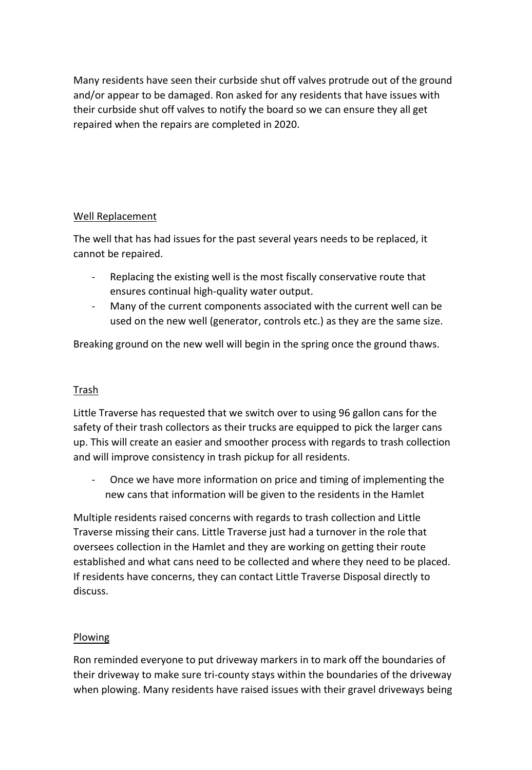Many residents have seen their curbside shut off valves protrude out of the ground and/or appear to be damaged. Ron asked for any residents that have issues with their curbside shut off valves to notify the board so we can ensure they all get repaired when the repairs are completed in 2020.

## Well Replacement

The well that has had issues for the past several years needs to be replaced, it cannot be repaired.

- Replacing the existing well is the most fiscally conservative route that ensures continual high-quality water output.
- Many of the current components associated with the current well can be used on the new well (generator, controls etc.) as they are the same size.

Breaking ground on the new well will begin in the spring once the ground thaws.

## Trash

Little Traverse has requested that we switch over to using 96 gallon cans for the safety of their trash collectors as their trucks are equipped to pick the larger cans up. This will create an easier and smoother process with regards to trash collection and will improve consistency in trash pickup for all residents.

- Once we have more information on price and timing of implementing the new cans that information will be given to the residents in the Hamlet

Multiple residents raised concerns with regards to trash collection and Little Traverse missing their cans. Little Traverse just had a turnover in the role that oversees collection in the Hamlet and they are working on getting their route established and what cans need to be collected and where they need to be placed. If residents have concerns, they can contact Little Traverse Disposal directly to discuss.

## Plowing

Ron reminded everyone to put driveway markers in to mark off the boundaries of their driveway to make sure tri-county stays within the boundaries of the driveway when plowing. Many residents have raised issues with their gravel driveways being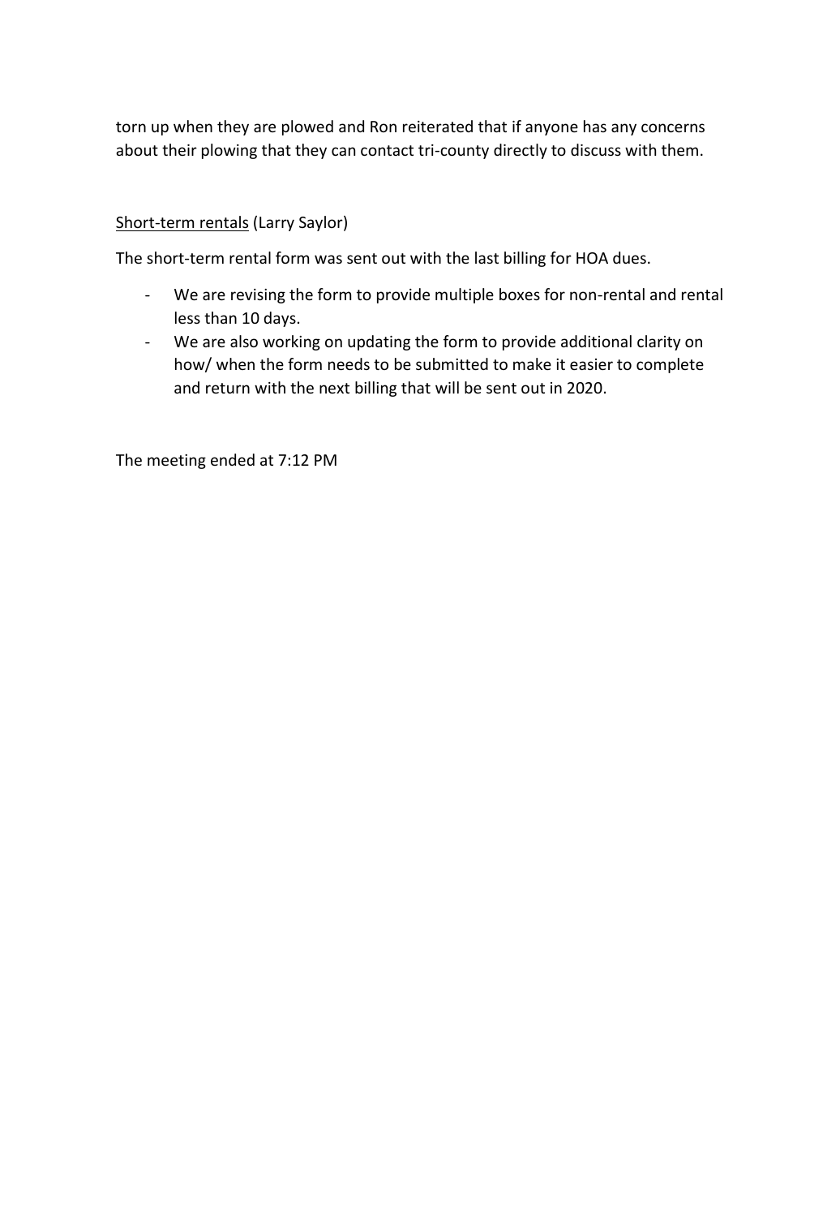torn up when they are plowed and Ron reiterated that if anyone has any concerns about their plowing that they can contact tri-county directly to discuss with them.

<u>Short-term rentals</u> (Larry Saylor)

The short-term rental form was sent out with the last billing for HOA dues.

- We are revising the form to provide multiple boxes for non-rental and rental less than 10 days.
- We are also working on updating the form to provide additional clarity on how/ when the form needs to be submitted to make it easier to complete and return with the next billing that will be sent out in 2020.

The meeting ended at 7:12 PM